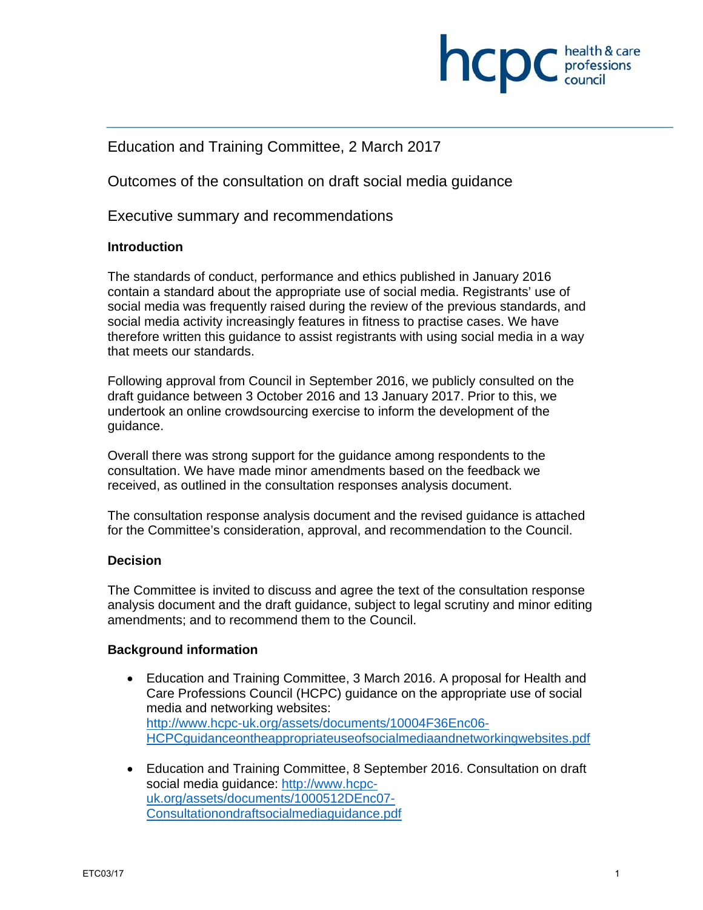# Education and Training Committee, 2 March 2017

## Outcomes of the consultation on draft social media guidance

## Executive summary and recommendations

### Introduction

The standards of conduct, performance and ethics published in January 2016 contain a standard about the appropriate use of social media. Registrants' use of social media was frequently raised during the review of the previous standards, and social media activity increasingly features in fitness to practise cases. We have therefore written this guidance to assist registrants with using social media in a way that meets our standards.

Following approval from Council in September 2016, we publicly consulted on the draft guidance between 3 October 2016 and 13 January 2017. Prior to this, we undertook an online crowdsourcing exercise to inform the development of the guidance.

Overall there was strong support for the guidance among respondents to the consultation. We have made minor amendments based on the feedback we received, as outlined in the consultation responses analysis document.

The consultation response analysis document and the revised guidance is attached for the Committee's consideration, approval, and recommendation to the Council.

### Decision

The Committee is invited to discuss and agree the text of the consultation response analysis document and the draft guidance, subject to legal scrutiny and minor editing amendments; and to recommend them to the Council.

### Background information

- Education and Training Committee, 3 March 2016. A proposal for Health and Care Professions Council (HCPC) guidance on the appropriate use of social media and networking websites: http://www.hcpc-uk.org/assets/documents/10004F36Enc06-HCPCguidanceontheappropriateuseofsocialmediaandnetworkingwebsites.pdf
- Education and Training Committee, 8 September 2016. Consultation on draft social media guidance: http://www.hcpc-uk.org/assets/documents/1000512DEnc07-Consultationondraftsocialmediaguidance.pdf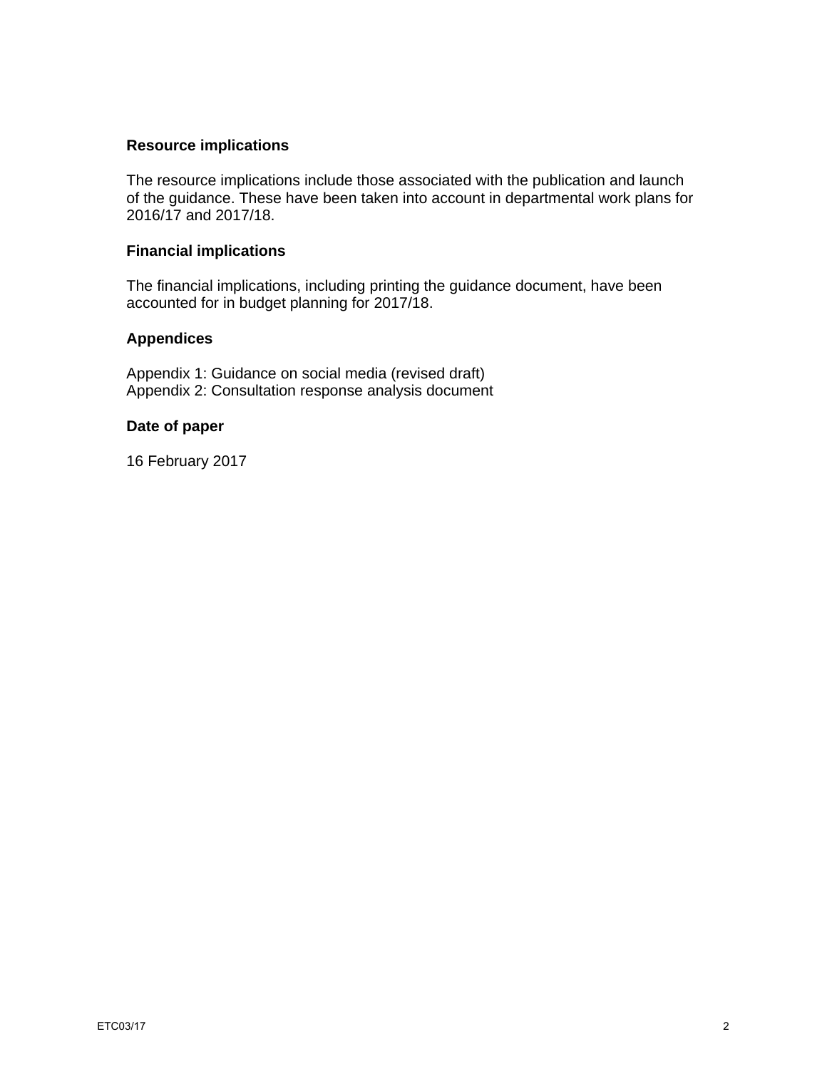## Resource implications

The resource implications include those associated with the publication and launch of the guidance. These have been taken into account in departmental work plans for 2016/17 and 2017/18.

## Financial implications

The financial implications, including printing the guidance document, have been accounted for in budget planning for 2017/18.

## Appendices

Appendix 1: Guidance on social media (revised draft)
Appendix 2: Consultation response analysis document

## Date of paper

16 February 2017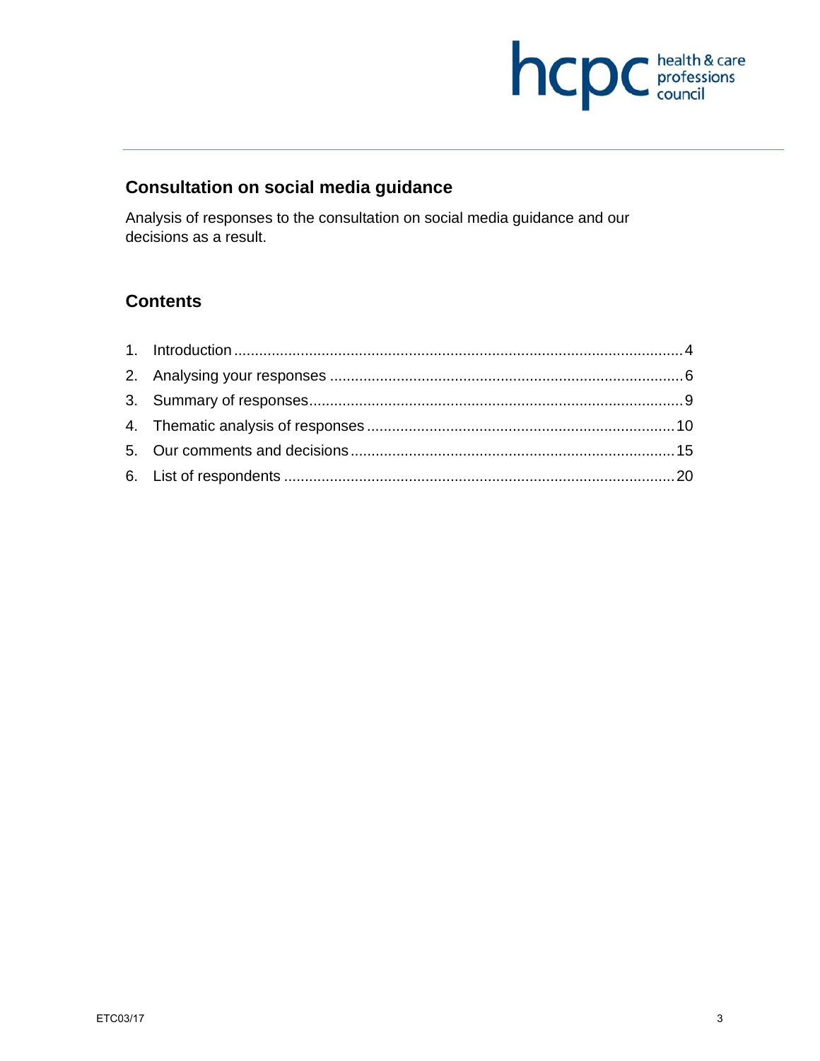## Consultation on social media guidance

Analysis of responses to the consultation on social media guidance and our decisions as a result.

## Contents

1. Introduction ........................................................................................................ 4
2. Analysing your responses .................................................................................. 6
3. Summary of responses........................................................................................ 9
4. Thematic analysis of responses ......................................................................... 10
5. Our comments and decisions ............................................................................. 15
6. List of respondents ............................................................................................ 20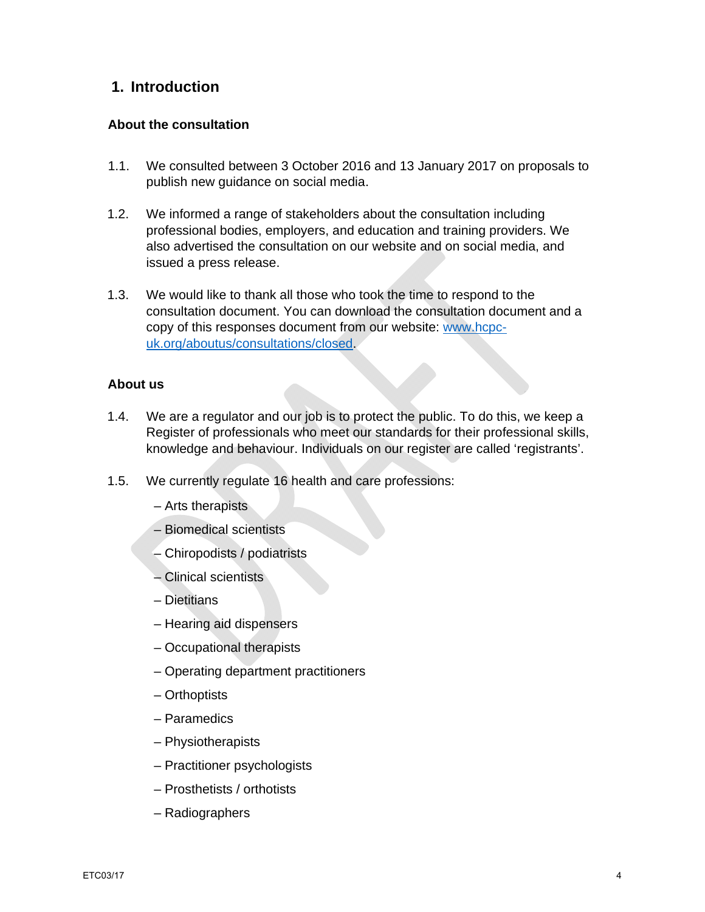## 1. Introduction

### About the consultation

1.1. We consulted between 3 October 2016 and 13 January 2017 on proposals to publish new guidance on social media.

1.2. We informed a range of stakeholders about the consultation including professional bodies, employers, and education and training providers. We also advertised the consultation on our website and on social media, and issued a press release.

1.3. We would like to thank all those who took the time to respond to the consultation document. You can download the consultation document and a copy of this responses document from our website: [www.hcpc-uk.org/aboutus/consultations/closed](www.hcpc-uk.org/aboutus/consultations/closed).

### About us

1.4. We are a regulator and our job is to protect the public. To do this, we keep a Register of professionals who meet our standards for their professional skills, knowledge and behaviour. Individuals on our register are called 'registrants'.

1.5. We currently regulate 16 health and care professions:

- Arts therapists
- Biomedical scientists
- Chiropodists / podiatrists
- Clinical scientists
- Dietitians
- Hearing aid dispensers
- Occupational therapists
- Operating department practitioners
- Orthoptists
- Paramedics
- Physiotherapists
- Practitioner psychologists
- Prosthetists / orthotists
- Radiographers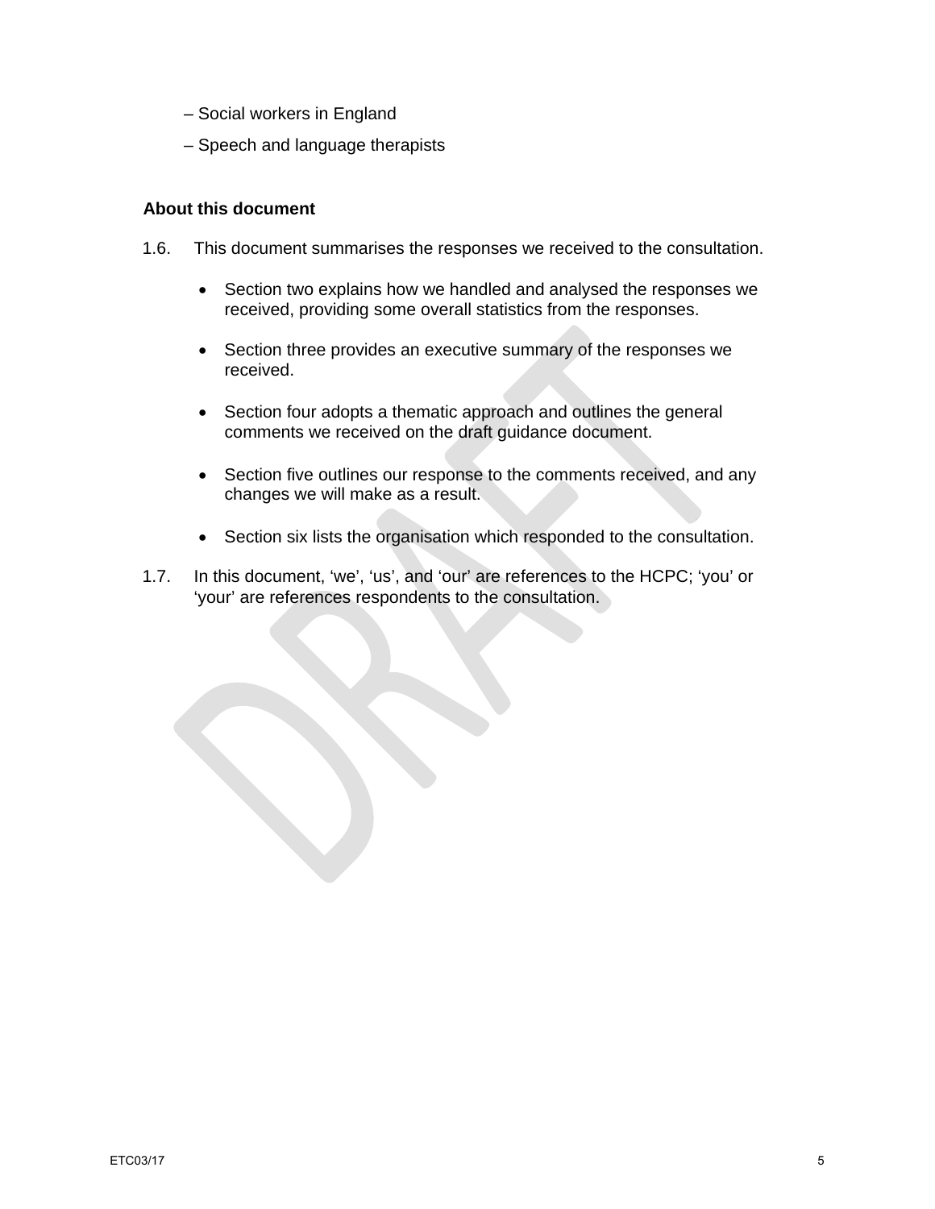– Social workers in England

– Speech and language therapists

### About this document

1.6. This document summarises the responses we received to the consultation.

- Section two explains how we handled and analysed the responses we received, providing some overall statistics from the responses.

- Section three provides an executive summary of the responses we received.

- Section four adopts a thematic approach and outlines the general comments we received on the draft guidance document.

- Section five outlines our response to the comments received, and any changes we will make as a result.

- Section six lists the organisation which responded to the consultation.

1.7. In this document, 'we', 'us', and 'our' are references to the HCPC; 'you' or 'your' are references respondents to the consultation.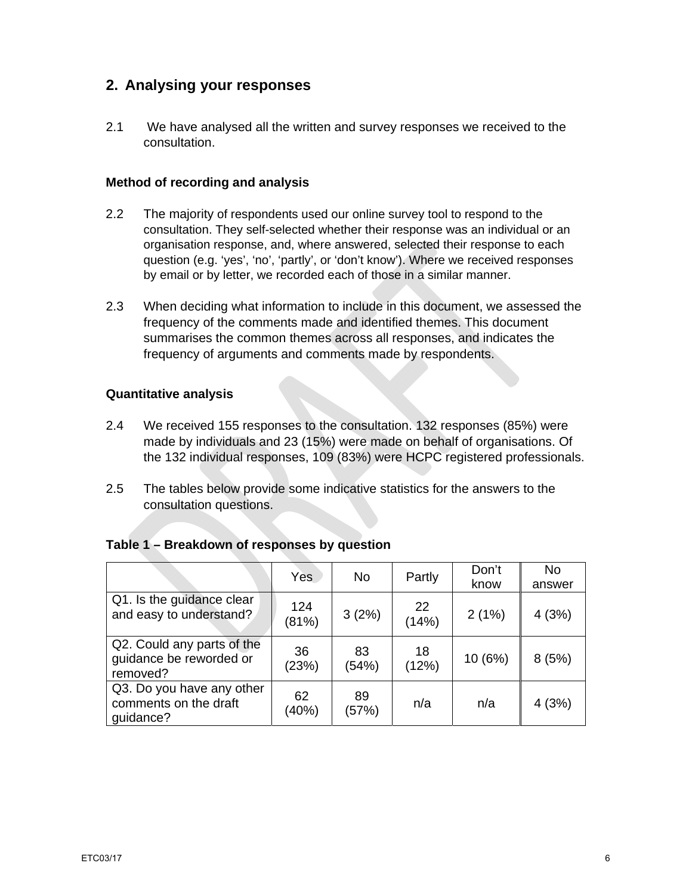## 2. Analysing your responses

2.1 We have analysed all the written and survey responses we received to the consultation.

**Method of recording and analysis**

2.2 The majority of respondents used our online survey tool to respond to the consultation. They self-selected whether their response was an individual or an organisation response, and, where answered, selected their response to each question (e.g. 'yes', 'no', 'partly', or 'don't know'). Where we received responses by email or by letter, we recorded each of those in a similar manner.

2.3 When deciding what information to include in this document, we assessed the frequency of the comments made and identified themes. This document summarises the common themes across all responses, and indicates the frequency of arguments and comments made by respondents.

**Quantitative analysis**

2.4 We received 155 responses to the consultation. 132 responses (85%) were made by individuals and 23 (15%) were made on behalf of organisations. Of the 132 individual responses, 109 (83%) were HCPC registered professionals.

2.5 The tables below provide some indicative statistics for the answers to the consultation questions.

**Table 1 – Breakdown of responses by question**

| | Yes | No | Partly | Don't know | No answer |
|---|---|---|---|---|---|
| Q1. Is the guidance clear and easy to understand? | 124 (81%) | 3 (2%) | 22 (14%) | 2 (1%) | 4 (3%) |
| Q2. Could any parts of the guidance be reworded or removed? | 36 (23%) | 83 (54%) | 18 (12%) | 10 (6%) | 8 (5%) |
| Q3. Do you have any other comments on the draft guidance? | 62 (40%) | 89 (57%) | n/a | n/a | 4 (3%) |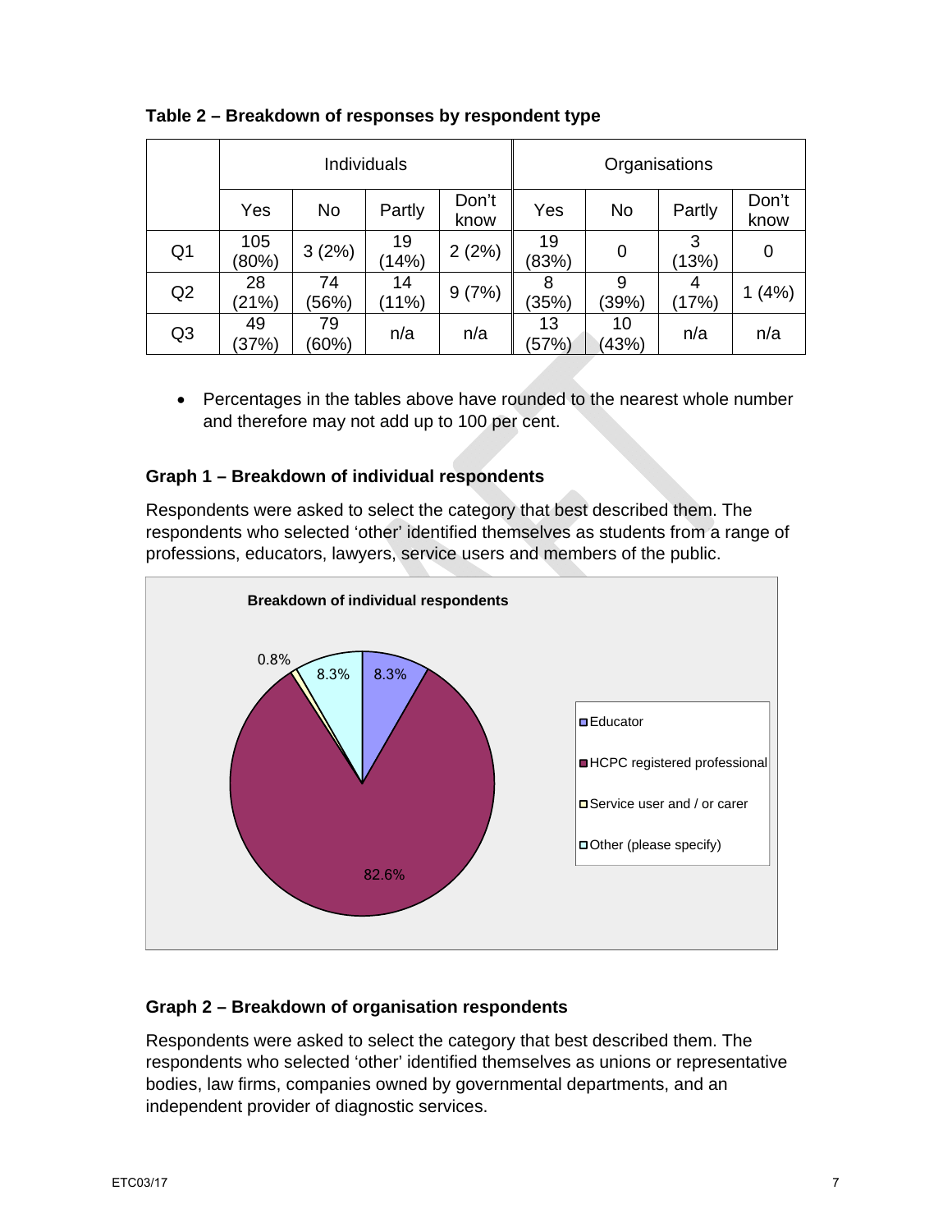**Table 2 – Breakdown of responses by respondent type**

| | Individuals | | | | Organisations | | | |
|---|---|---|---|---|---|---|---|---|
| | Yes | No | Partly | Don't know | Yes | No | Partly | Don't know |
| Q1 | 105 (80%) | 3 (2%) | 19 (14%) | 2 (2%) | 19 (83%) | 0 | 3 (13%) | 0 |
| Q2 | 28 (21%) | 74 (56%) | 14 (11%) | 9 (7%) | 8 (35%) | 9 (39%) | 4 (17%) | 1 (4%) |
| Q3 | 49 (37%) | 79 (60%) | n/a | n/a | 13 (57%) | 10 (43%) | n/a | n/a |

- Percentages in the tables above have rounded to the nearest whole number and therefore may not add up to 100 per cent.

**Graph 1 – Breakdown of individual respondents**

Respondents were asked to select the category that best described them. The respondents who selected 'other' identified themselves as students from a range of professions, educators, lawyers, service users and members of the public.

Breakdown of individual respondents

| Category | Percentage |
|---|---|
| Educator | 8.3% |
| HCPC registered professional | 82.6% |
| Service user and / or carer | 0.8% |
| Other (please specify) | 8.3% |

**Graph 2 – Breakdown of organisation respondents**

Respondents were asked to select the category that best described them. The respondents who selected 'other' identified themselves as unions or representative bodies, law firms, companies owned by governmental departments, and an independent provider of diagnostic services.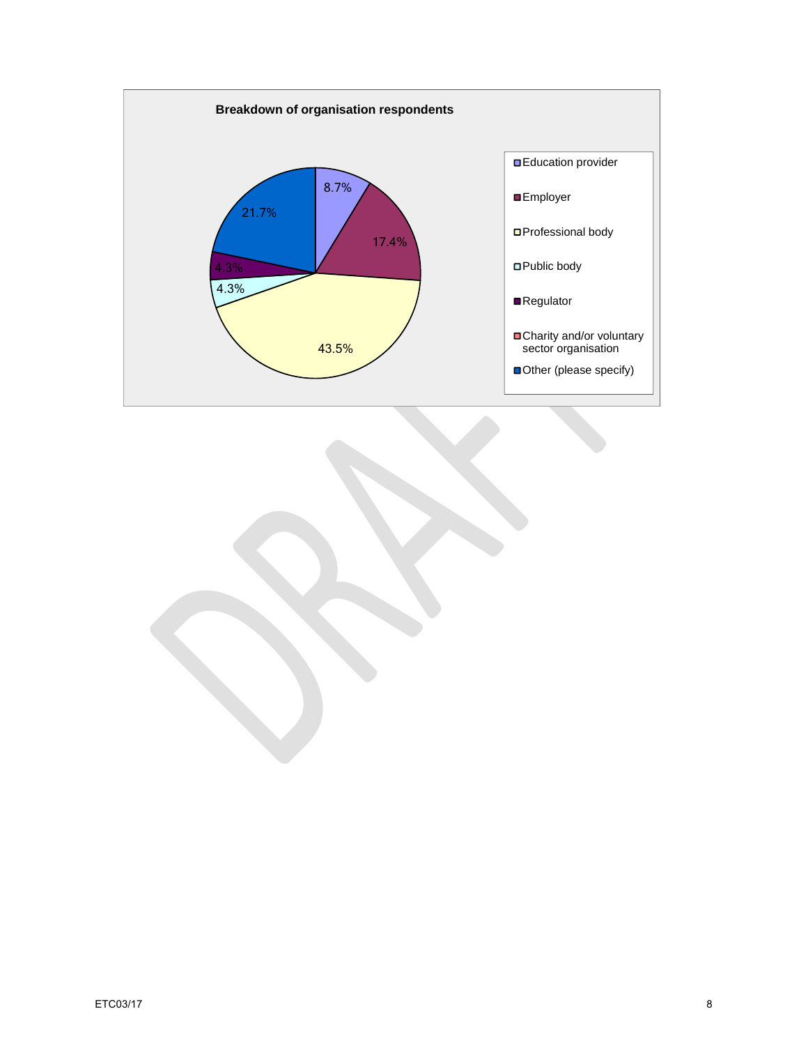**Breakdown of organisation respondents**

| Category | Percentage |
| --- | --- |
| Education provider | 8.7% |
| Employer | 17.4% |
| Professional body | 43.5% |
| Public body | 4.3% |
| Regulator | 4.3% |
| Charity and/or voluntary sector organisation | |
| Other (please specify) | 21.7% |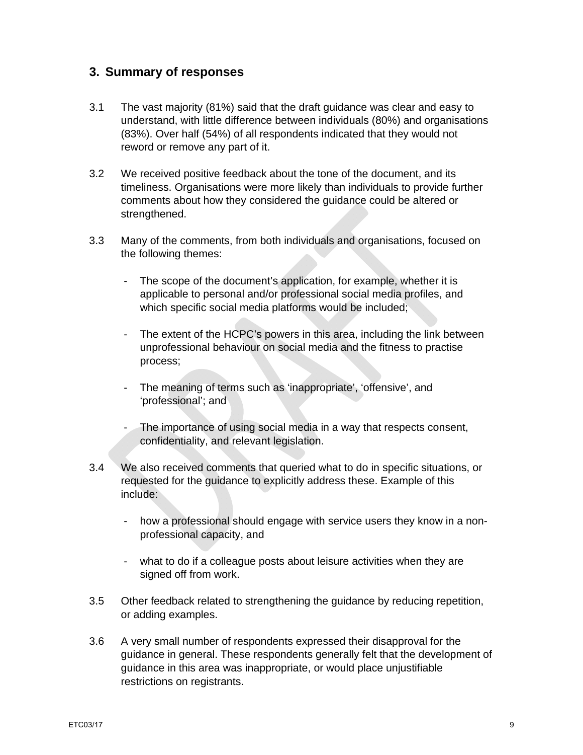## 3. Summary of responses

3.1 The vast majority (81%) said that the draft guidance was clear and easy to understand, with little difference between individuals (80%) and organisations (83%). Over half (54%) of all respondents indicated that they would not reword or remove any part of it.

3.2 We received positive feedback about the tone of the document, and its timeliness. Organisations were more likely than individuals to provide further comments about how they considered the guidance could be altered or strengthened.

3.3 Many of the comments, from both individuals and organisations, focused on the following themes:

- The scope of the document's application, for example, whether it is applicable to personal and/or professional social media profiles, and which specific social media platforms would be included;

- The extent of the HCPC's powers in this area, including the link between unprofessional behaviour on social media and the fitness to practise process;

- The meaning of terms such as 'inappropriate', 'offensive', and 'professional'; and

- The importance of using social media in a way that respects consent, confidentiality, and relevant legislation.

3.4 We also received comments that queried what to do in specific situations, or requested for the guidance to explicitly address these. Example of this include:

- how a professional should engage with service users they know in a non-professional capacity, and

- what to do if a colleague posts about leisure activities when they are signed off from work.

3.5 Other feedback related to strengthening the guidance by reducing repetition, or adding examples.

3.6 A very small number of respondents expressed their disapproval for the guidance in general. These respondents generally felt that the development of guidance in this area was inappropriate, or would place unjustifiable restrictions on registrants.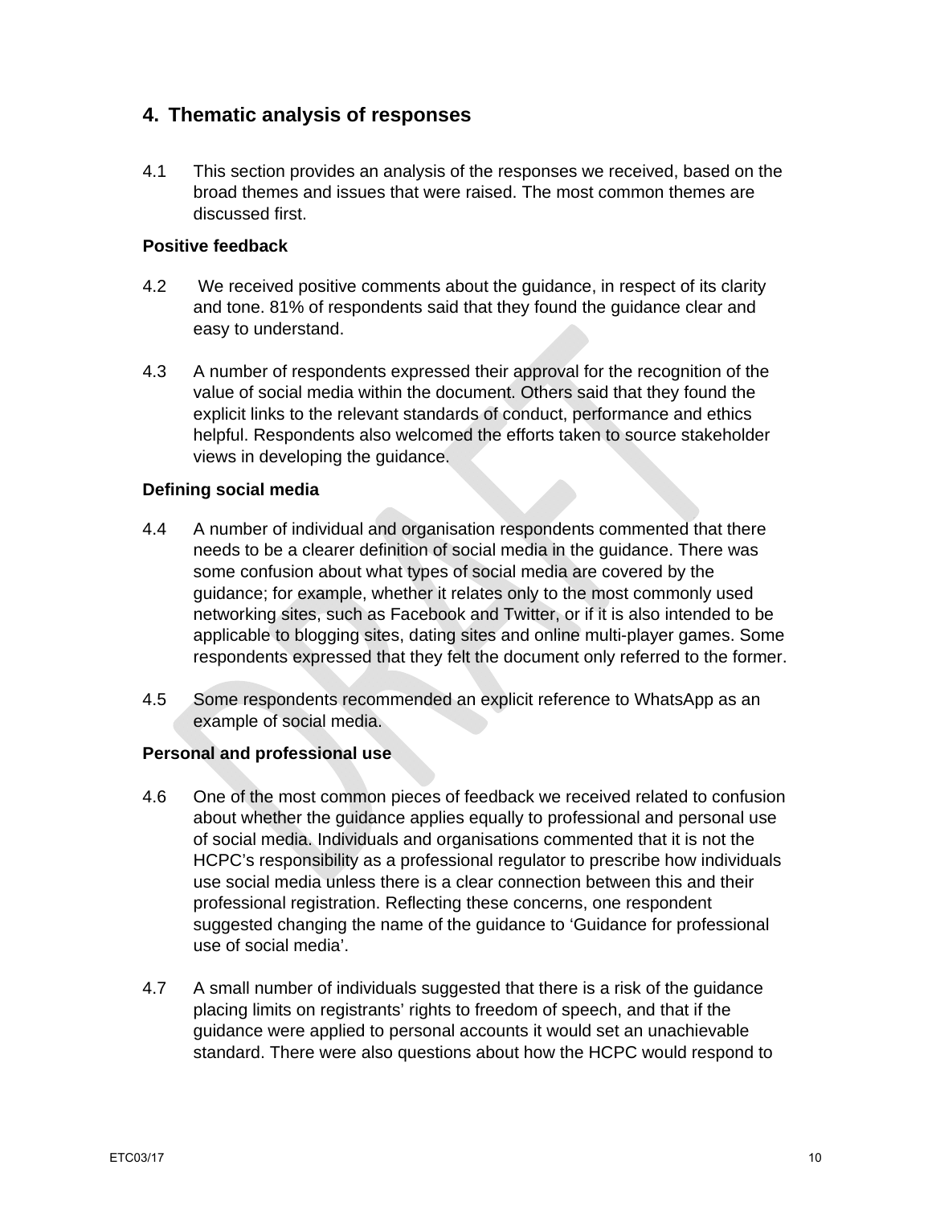## 4. Thematic analysis of responses

4.1 This section provides an analysis of the responses we received, based on the broad themes and issues that were raised. The most common themes are discussed first.

**Positive feedback**

4.2 We received positive comments about the guidance, in respect of its clarity and tone. 81% of respondents said that they found the guidance clear and easy to understand.

4.3 A number of respondents expressed their approval for the recognition of the value of social media within the document. Others said that they found the explicit links to the relevant standards of conduct, performance and ethics helpful. Respondents also welcomed the efforts taken to source stakeholder views in developing the guidance.

**Defining social media**

4.4 A number of individual and organisation respondents commented that there needs to be a clearer definition of social media in the guidance. There was some confusion about what types of social media are covered by the guidance; for example, whether it relates only to the most commonly used networking sites, such as Facebook and Twitter, or if it is also intended to be applicable to blogging sites, dating sites and online multi-player games. Some respondents expressed that they felt the document only referred to the former.

4.5 Some respondents recommended an explicit reference to WhatsApp as an example of social media.

**Personal and professional use**

4.6 One of the most common pieces of feedback we received related to confusion about whether the guidance applies equally to professional and personal use of social media. Individuals and organisations commented that it is not the HCPC's responsibility as a professional regulator to prescribe how individuals use social media unless there is a clear connection between this and their professional registration. Reflecting these concerns, one respondent suggested changing the name of the guidance to 'Guidance for professional use of social media'.

4.7 A small number of individuals suggested that there is a risk of the guidance placing limits on registrants' rights to freedom of speech, and that if the guidance were applied to personal accounts it would set an unachievable standard. There were also questions about how the HCPC would respond to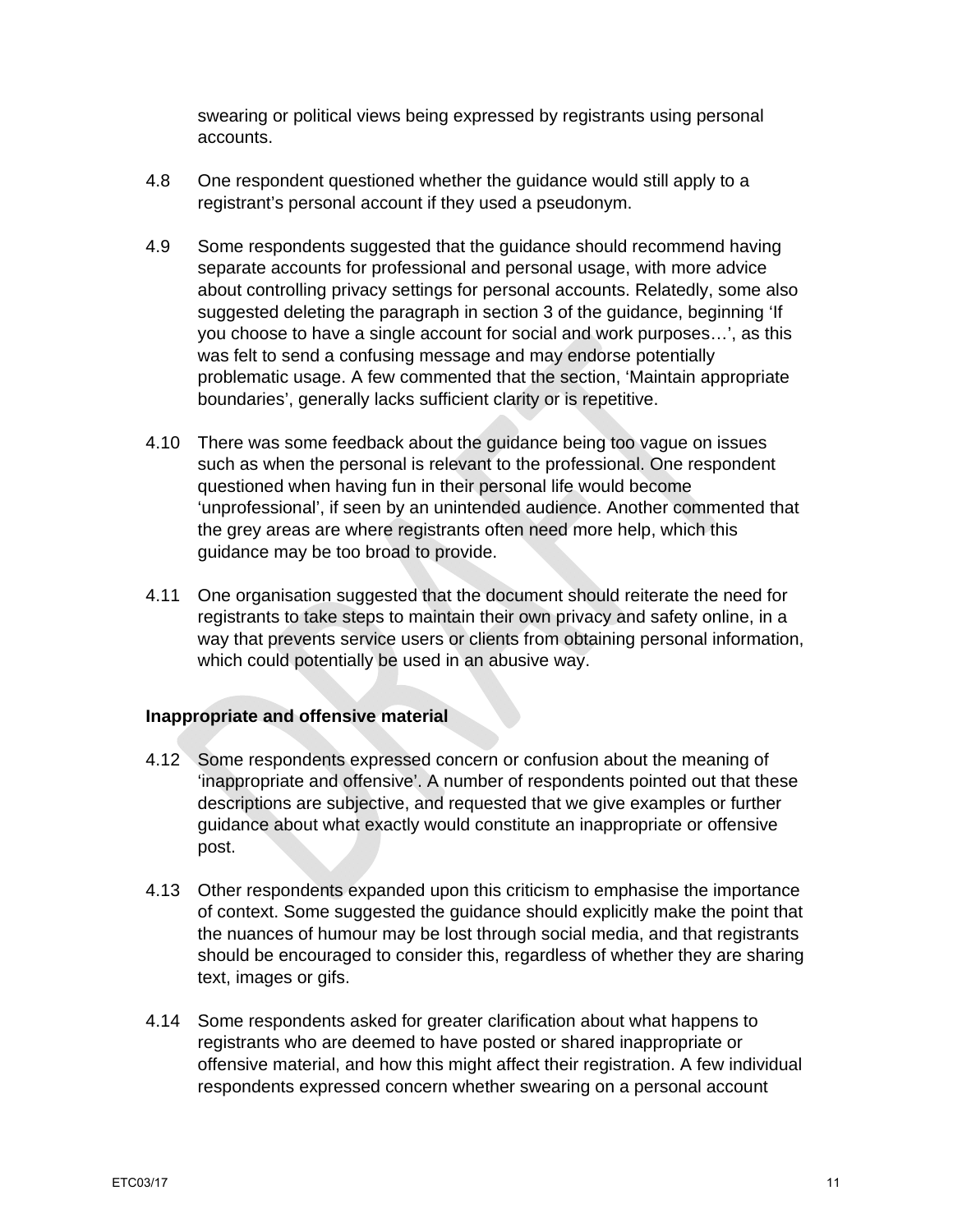swearing or political views being expressed by registrants using personal accounts.

4.8 One respondent questioned whether the guidance would still apply to a registrant's personal account if they used a pseudonym.

4.9 Some respondents suggested that the guidance should recommend having separate accounts for professional and personal usage, with more advice about controlling privacy settings for personal accounts. Relatedly, some also suggested deleting the paragraph in section 3 of the guidance, beginning 'If you choose to have a single account for social and work purposes…', as this was felt to send a confusing message and may endorse potentially problematic usage. A few commented that the section, 'Maintain appropriate boundaries', generally lacks sufficient clarity or is repetitive.

4.10 There was some feedback about the guidance being too vague on issues such as when the personal is relevant to the professional. One respondent questioned when having fun in their personal life would become 'unprofessional', if seen by an unintended audience. Another commented that the grey areas are where registrants often need more help, which this guidance may be too broad to provide.

4.11 One organisation suggested that the document should reiterate the need for registrants to take steps to maintain their own privacy and safety online, in a way that prevents service users or clients from obtaining personal information, which could potentially be used in an abusive way.

**Inappropriate and offensive material**

4.12 Some respondents expressed concern or confusion about the meaning of 'inappropriate and offensive'. A number of respondents pointed out that these descriptions are subjective, and requested that we give examples or further guidance about what exactly would constitute an inappropriate or offensive post.

4.13 Other respondents expanded upon this criticism to emphasise the importance of context. Some suggested the guidance should explicitly make the point that the nuances of humour may be lost through social media, and that registrants should be encouraged to consider this, regardless of whether they are sharing text, images or gifs.

4.14 Some respondents asked for greater clarification about what happens to registrants who are deemed to have posted or shared inappropriate or offensive material, and how this might affect their registration. A few individual respondents expressed concern whether swearing on a personal account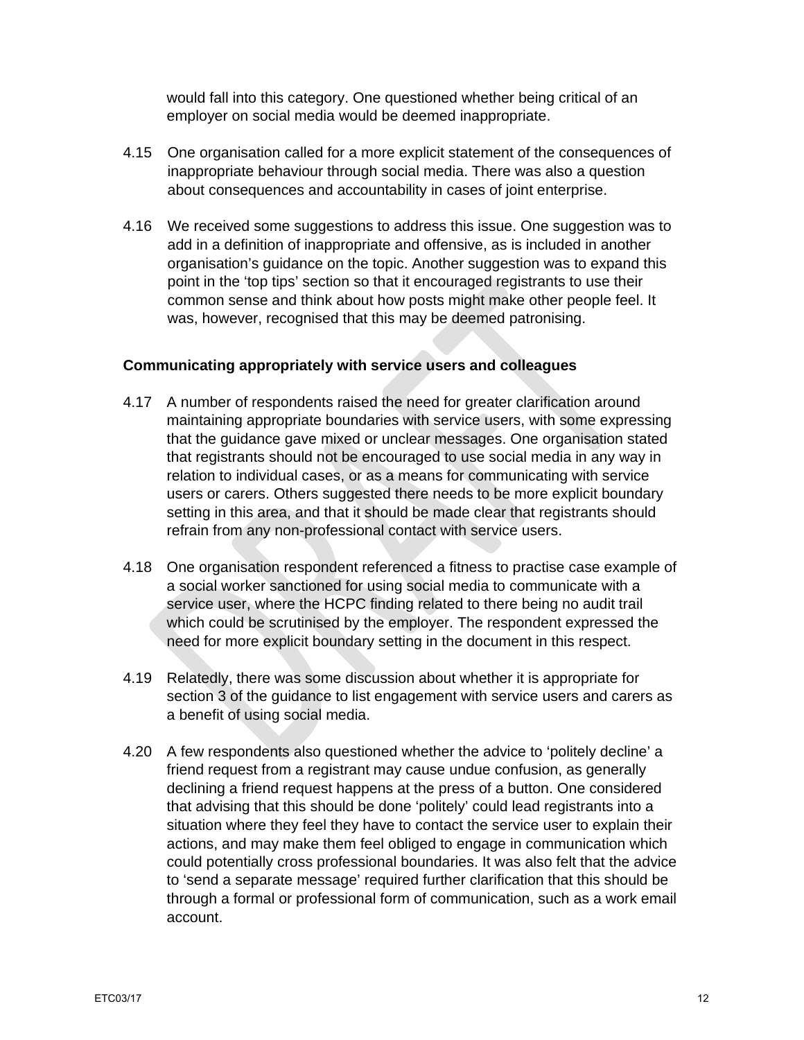would fall into this category. One questioned whether being critical of an employer on social media would be deemed inappropriate.

4.15 One organisation called for a more explicit statement of the consequences of inappropriate behaviour through social media. There was also a question about consequences and accountability in cases of joint enterprise.

4.16 We received some suggestions to address this issue. One suggestion was to add in a definition of inappropriate and offensive, as is included in another organisation's guidance on the topic. Another suggestion was to expand this point in the 'top tips' section so that it encouraged registrants to use their common sense and think about how posts might make other people feel. It was, however, recognised that this may be deemed patronising.

**Communicating appropriately with service users and colleagues**

4.17 A number of respondents raised the need for greater clarification around maintaining appropriate boundaries with service users, with some expressing that the guidance gave mixed or unclear messages. One organisation stated that registrants should not be encouraged to use social media in any way in relation to individual cases, or as a means for communicating with service users or carers. Others suggested there needs to be more explicit boundary setting in this area, and that it should be made clear that registrants should refrain from any non-professional contact with service users.

4.18 One organisation respondent referenced a fitness to practise case example of a social worker sanctioned for using social media to communicate with a service user, where the HCPC finding related to there being no audit trail which could be scrutinised by the employer. The respondent expressed the need for more explicit boundary setting in the document in this respect.

4.19 Relatedly, there was some discussion about whether it is appropriate for section 3 of the guidance to list engagement with service users and carers as a benefit of using social media.

4.20 A few respondents also questioned whether the advice to 'politely decline' a friend request from a registrant may cause undue confusion, as generally declining a friend request happens at the press of a button. One considered that advising that this should be done 'politely' could lead registrants into a situation where they feel they have to contact the service user to explain their actions, and may make them feel obliged to engage in communication which could potentially cross professional boundaries. It was also felt that the advice to 'send a separate message' required further clarification that this should be through a formal or professional form of communication, such as a work email account.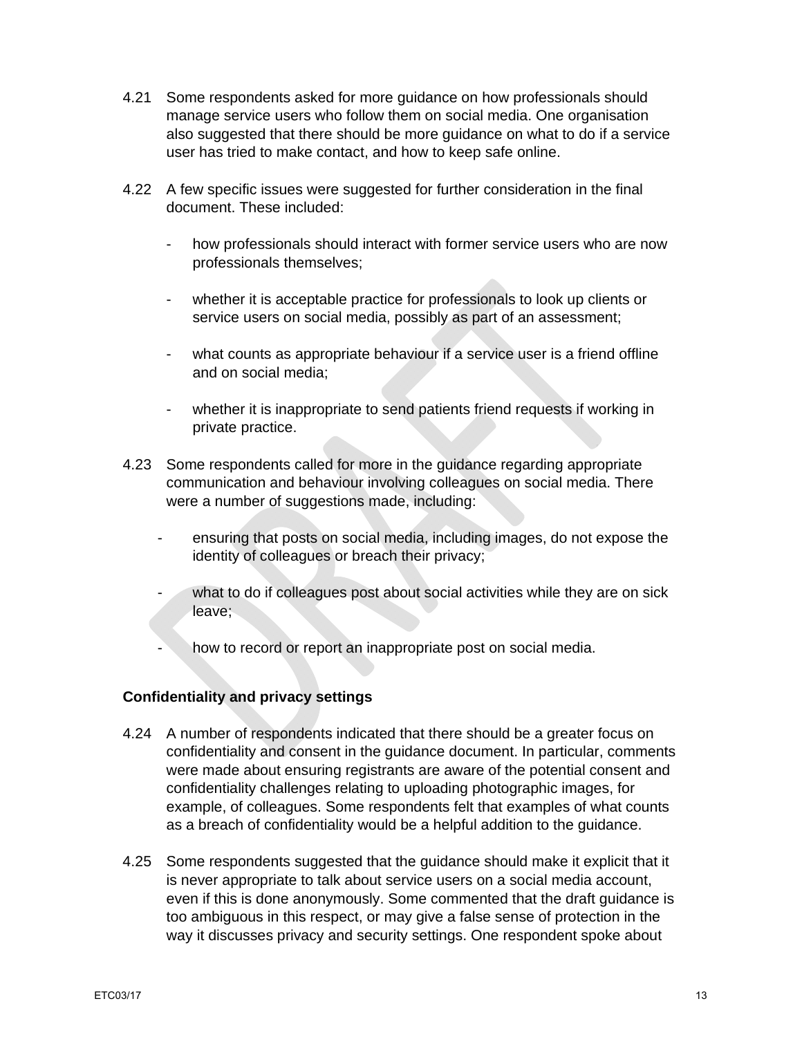4.21 Some respondents asked for more guidance on how professionals should manage service users who follow them on social media. One organisation also suggested that there should be more guidance on what to do if a service user has tried to make contact, and how to keep safe online.

4.22 A few specific issues were suggested for further consideration in the final document. These included:

- how professionals should interact with former service users who are now professionals themselves;
- whether it is acceptable practice for professionals to look up clients or service users on social media, possibly as part of an assessment;
- what counts as appropriate behaviour if a service user is a friend offline and on social media;
- whether it is inappropriate to send patients friend requests if working in private practice.

4.23 Some respondents called for more in the guidance regarding appropriate communication and behaviour involving colleagues on social media. There were a number of suggestions made, including:

- ensuring that posts on social media, including images, do not expose the identity of colleagues or breach their privacy;
- what to do if colleagues post about social activities while they are on sick leave;
- how to record or report an inappropriate post on social media.

**Confidentiality and privacy settings**

4.24 A number of respondents indicated that there should be a greater focus on confidentiality and consent in the guidance document. In particular, comments were made about ensuring registrants are aware of the potential consent and confidentiality challenges relating to uploading photographic images, for example, of colleagues. Some respondents felt that examples of what counts as a breach of confidentiality would be a helpful addition to the guidance.

4.25 Some respondents suggested that the guidance should make it explicit that it is never appropriate to talk about service users on a social media account, even if this is done anonymously. Some commented that the draft guidance is too ambiguous in this respect, or may give a false sense of protection in the way it discusses privacy and security settings. One respondent spoke about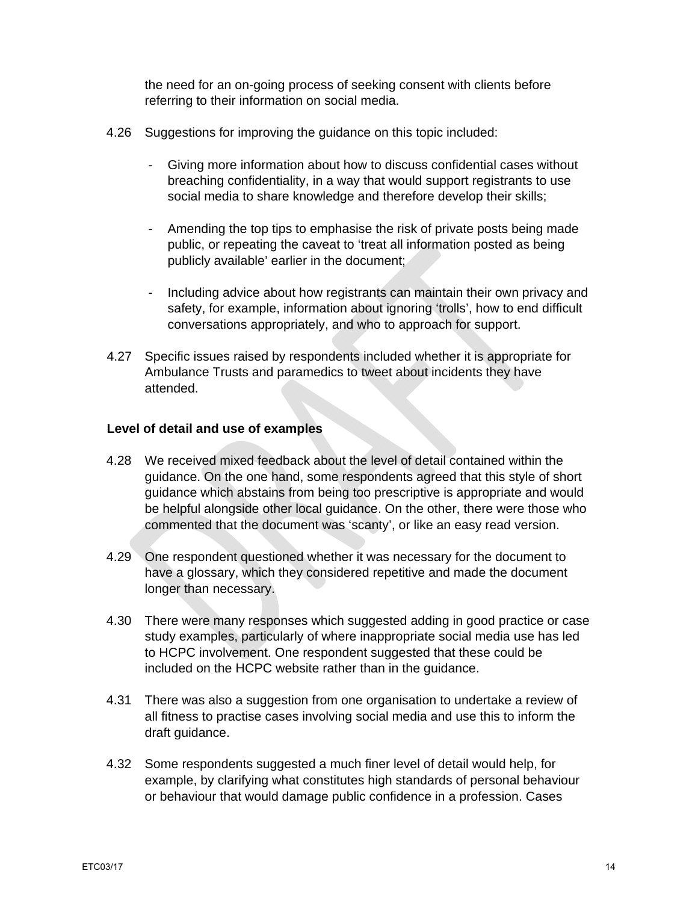the need for an on-going process of seeking consent with clients before referring to their information on social media.

4.26 Suggestions for improving the guidance on this topic included:

- Giving more information about how to discuss confidential cases without breaching confidentiality, in a way that would support registrants to use social media to share knowledge and therefore develop their skills;

- Amending the top tips to emphasise the risk of private posts being made public, or repeating the caveat to 'treat all information posted as being publicly available' earlier in the document;

- Including advice about how registrants can maintain their own privacy and safety, for example, information about ignoring 'trolls', how to end difficult conversations appropriately, and who to approach for support.

4.27 Specific issues raised by respondents included whether it is appropriate for Ambulance Trusts and paramedics to tweet about incidents they have attended.

**Level of detail and use of examples**

4.28 We received mixed feedback about the level of detail contained within the guidance. On the one hand, some respondents agreed that this style of short guidance which abstains from being too prescriptive is appropriate and would be helpful alongside other local guidance. On the other, there were those who commented that the document was 'scanty', or like an easy read version.

4.29 One respondent questioned whether it was necessary for the document to have a glossary, which they considered repetitive and made the document longer than necessary.

4.30 There were many responses which suggested adding in good practice or case study examples, particularly of where inappropriate social media use has led to HCPC involvement. One respondent suggested that these could be included on the HCPC website rather than in the guidance.

4.31 There was also a suggestion from one organisation to undertake a review of all fitness to practise cases involving social media and use this to inform the draft guidance.

4.32 Some respondents suggested a much finer level of detail would help, for example, by clarifying what constitutes high standards of personal behaviour or behaviour that would damage public confidence in a profession. Cases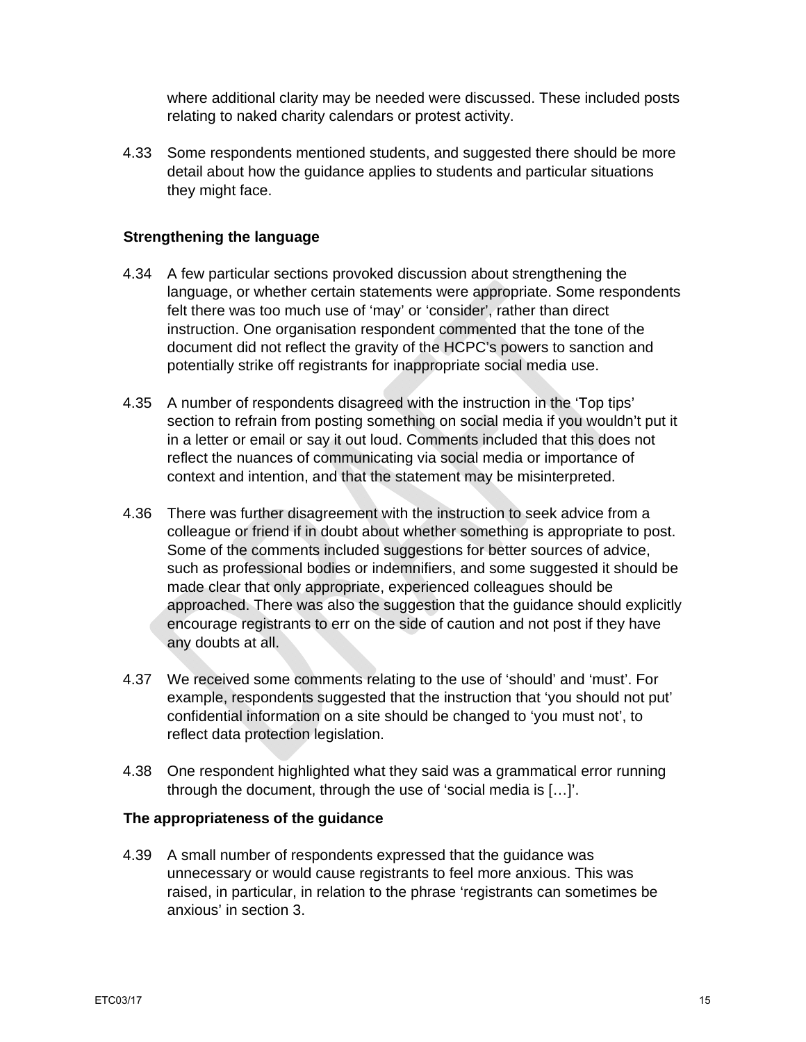where additional clarity may be needed were discussed. These included posts relating to naked charity calendars or protest activity.

4.33 Some respondents mentioned students, and suggested there should be more detail about how the guidance applies to students and particular situations they might face.

**Strengthening the language**

4.34 A few particular sections provoked discussion about strengthening the language, or whether certain statements were appropriate. Some respondents felt there was too much use of ‘may’ or ‘consider’, rather than direct instruction. One organisation respondent commented that the tone of the document did not reflect the gravity of the HCPC’s powers to sanction and potentially strike off registrants for inappropriate social media use.

4.35 A number of respondents disagreed with the instruction in the ‘Top tips’ section to refrain from posting something on social media if you wouldn’t put it in a letter or email or say it out loud. Comments included that this does not reflect the nuances of communicating via social media or importance of context and intention, and that the statement may be misinterpreted.

4.36 There was further disagreement with the instruction to seek advice from a colleague or friend if in doubt about whether something is appropriate to post. Some of the comments included suggestions for better sources of advice, such as professional bodies or indemnifiers, and some suggested it should be made clear that only appropriate, experienced colleagues should be approached. There was also the suggestion that the guidance should explicitly encourage registrants to err on the side of caution and not post if they have any doubts at all.

4.37 We received some comments relating to the use of ‘should’ and ‘must’. For example, respondents suggested that the instruction that ‘you should not put’ confidential information on a site should be changed to ‘you must not’, to reflect data protection legislation.

4.38 One respondent highlighted what they said was a grammatical error running through the document, through the use of ‘social media is […]’.

**The appropriateness of the guidance**

4.39 A small number of respondents expressed that the guidance was unnecessary or would cause registrants to feel more anxious. This was raised, in particular, in relation to the phrase ‘registrants can sometimes be anxious’ in section 3.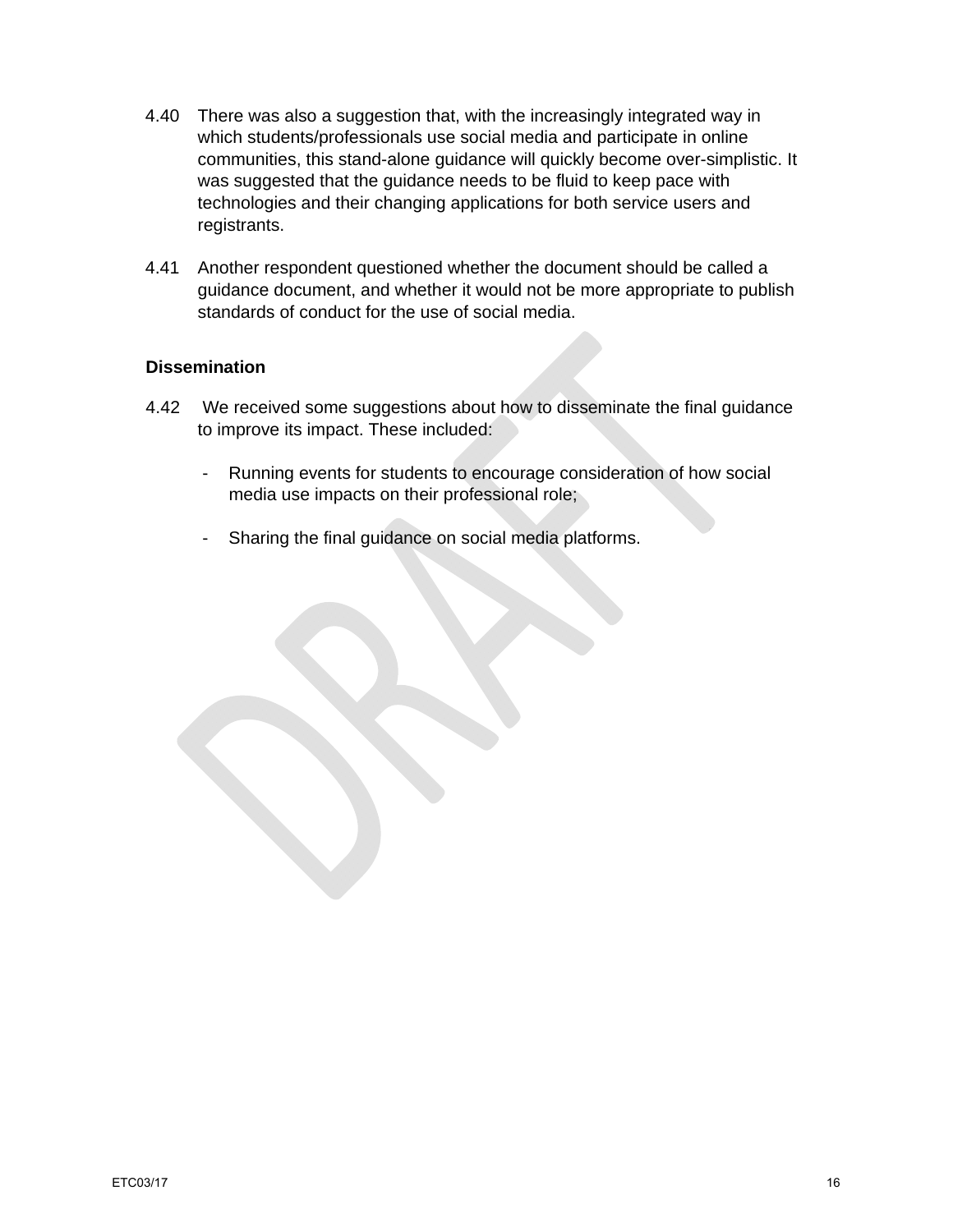4.40 There was also a suggestion that, with the increasingly integrated way in which students/professionals use social media and participate in online communities, this stand-alone guidance will quickly become over-simplistic. It was suggested that the guidance needs to be fluid to keep pace with technologies and their changing applications for both service users and registrants.

4.41 Another respondent questioned whether the document should be called a guidance document, and whether it would not be more appropriate to publish standards of conduct for the use of social media.

**Dissemination**

4.42 We received some suggestions about how to disseminate the final guidance to improve its impact. These included:

- Running events for students to encourage consideration of how social media use impacts on their professional role;

- Sharing the final guidance on social media platforms.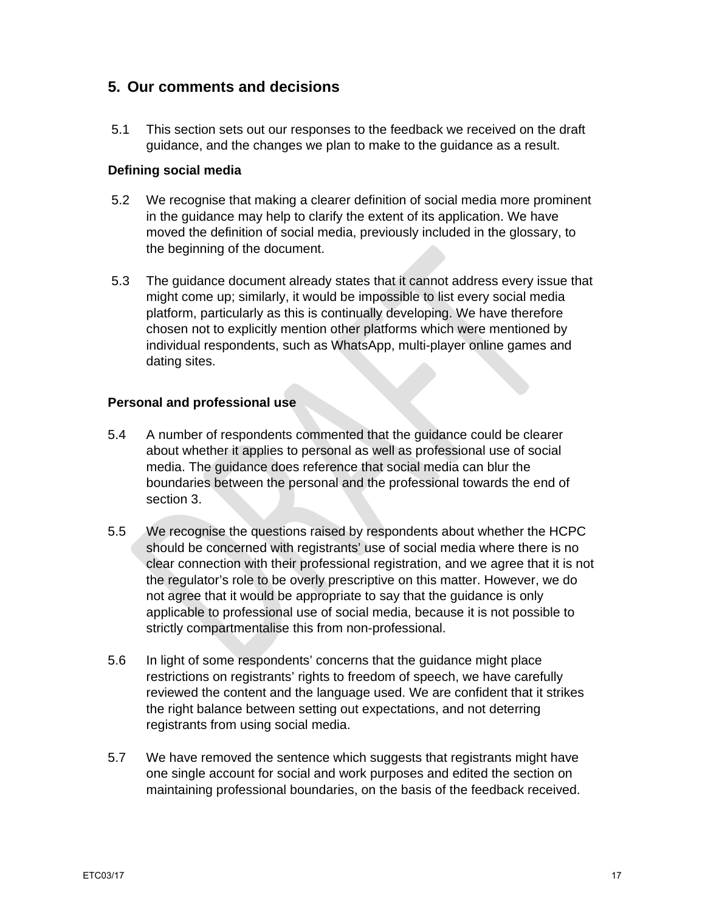## 5. Our comments and decisions

5.1 This section sets out our responses to the feedback we received on the draft guidance, and the changes we plan to make to the guidance as a result.

**Defining social media**

5.2 We recognise that making a clearer definition of social media more prominent in the guidance may help to clarify the extent of its application. We have moved the definition of social media, previously included in the glossary, to the beginning of the document.

5.3 The guidance document already states that it cannot address every issue that might come up; similarly, it would be impossible to list every social media platform, particularly as this is continually developing. We have therefore chosen not to explicitly mention other platforms which were mentioned by individual respondents, such as WhatsApp, multi-player online games and dating sites.

**Personal and professional use**

5.4 A number of respondents commented that the guidance could be clearer about whether it applies to personal as well as professional use of social media. The guidance does reference that social media can blur the boundaries between the personal and the professional towards the end of section 3.

5.5 We recognise the questions raised by respondents about whether the HCPC should be concerned with registrants' use of social media where there is no clear connection with their professional registration, and we agree that it is not the regulator's role to be overly prescriptive on this matter. However, we do not agree that it would be appropriate to say that the guidance is only applicable to professional use of social media, because it is not possible to strictly compartmentalise this from non-professional.

5.6 In light of some respondents' concerns that the guidance might place restrictions on registrants' rights to freedom of speech, we have carefully reviewed the content and the language used. We are confident that it strikes the right balance between setting out expectations, and not deterring registrants from using social media.

5.7 We have removed the sentence which suggests that registrants might have one single account for social and work purposes and edited the section on maintaining professional boundaries, on the basis of the feedback received.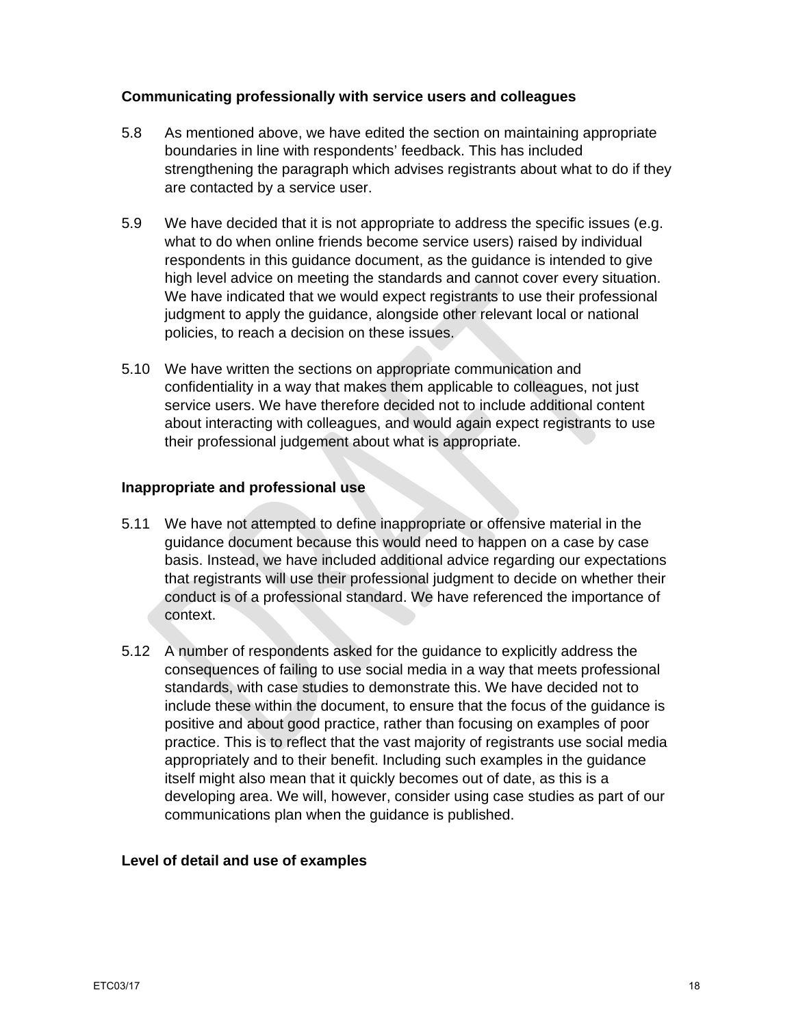### Communicating professionally with service users and colleagues

5.8 As mentioned above, we have edited the section on maintaining appropriate boundaries in line with respondents' feedback. This has included strengthening the paragraph which advises registrants about what to do if they are contacted by a service user.

5.9 We have decided that it is not appropriate to address the specific issues (e.g. what to do when online friends become service users) raised by individual respondents in this guidance document, as the guidance is intended to give high level advice on meeting the standards and cannot cover every situation. We have indicated that we would expect registrants to use their professional judgment to apply the guidance, alongside other relevant local or national policies, to reach a decision on these issues.

5.10 We have written the sections on appropriate communication and confidentiality in a way that makes them applicable to colleagues, not just service users. We have therefore decided not to include additional content about interacting with colleagues, and would again expect registrants to use their professional judgement about what is appropriate.

### Inappropriate and professional use

5.11 We have not attempted to define inappropriate or offensive material in the guidance document because this would need to happen on a case by case basis. Instead, we have included additional advice regarding our expectations that registrants will use their professional judgment to decide on whether their conduct is of a professional standard. We have referenced the importance of context.

5.12 A number of respondents asked for the guidance to explicitly address the consequences of failing to use social media in a way that meets professional standards, with case studies to demonstrate this. We have decided not to include these within the document, to ensure that the focus of the guidance is positive and about good practice, rather than focusing on examples of poor practice. This is to reflect that the vast majority of registrants use social media appropriately and to their benefit. Including such examples in the guidance itself might also mean that it quickly becomes out of date, as this is a developing area. We will, however, consider using case studies as part of our communications plan when the guidance is published.

### Level of detail and use of examples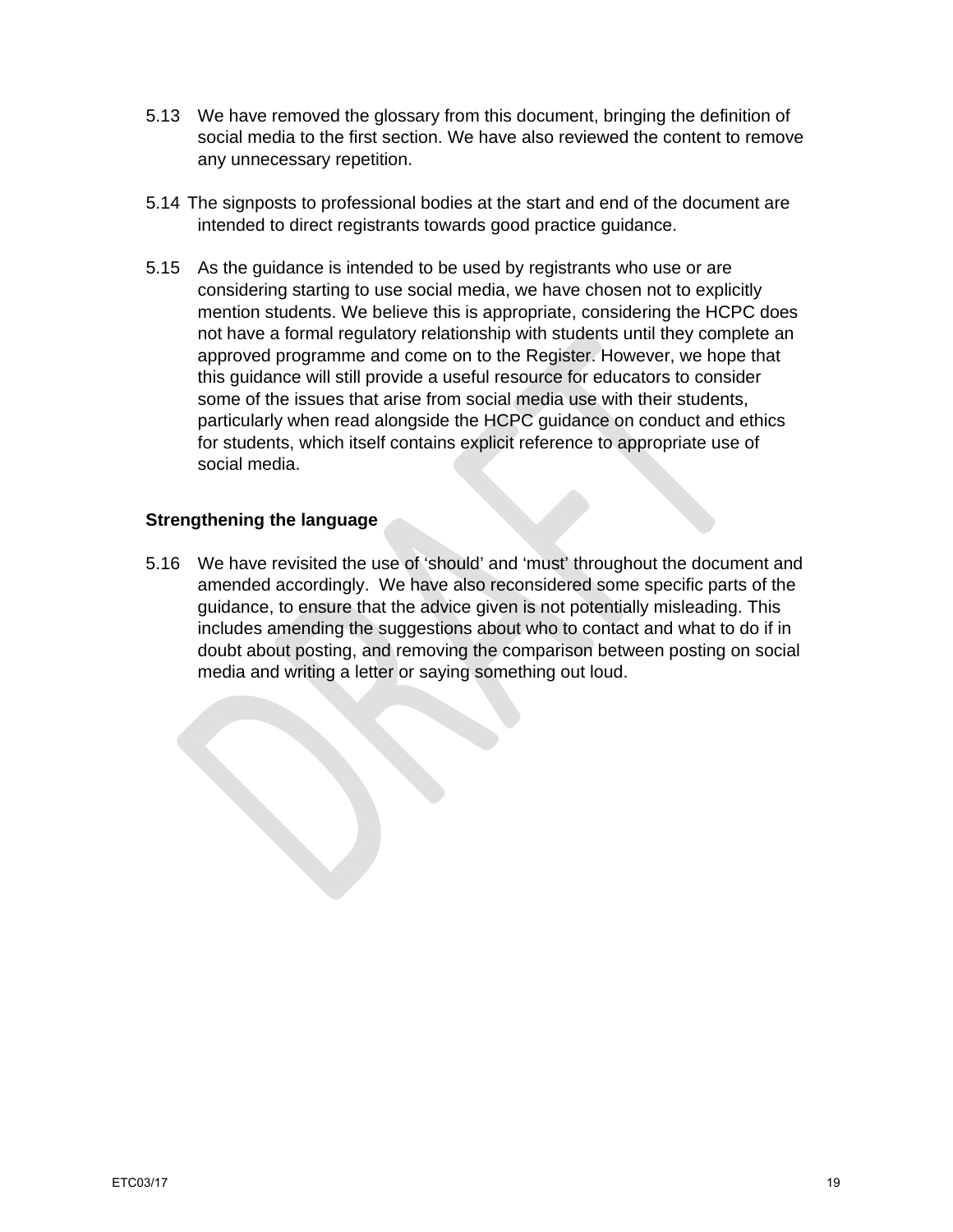5.13 We have removed the glossary from this document, bringing the definition of social media to the first section. We have also reviewed the content to remove any unnecessary repetition.

5.14 The signposts to professional bodies at the start and end of the document are intended to direct registrants towards good practice guidance.

5.15 As the guidance is intended to be used by registrants who use or are considering starting to use social media, we have chosen not to explicitly mention students. We believe this is appropriate, considering the HCPC does not have a formal regulatory relationship with students until they complete an approved programme and come on to the Register. However, we hope that this guidance will still provide a useful resource for educators to consider some of the issues that arise from social media use with their students, particularly when read alongside the HCPC guidance on conduct and ethics for students, which itself contains explicit reference to appropriate use of social media.

**Strengthening the language**

5.16 We have revisited the use of 'should' and 'must' throughout the document and amended accordingly. We have also reconsidered some specific parts of the guidance, to ensure that the advice given is not potentially misleading. This includes amending the suggestions about who to contact and what to do if in doubt about posting, and removing the comparison between posting on social media and writing a letter or saying something out loud.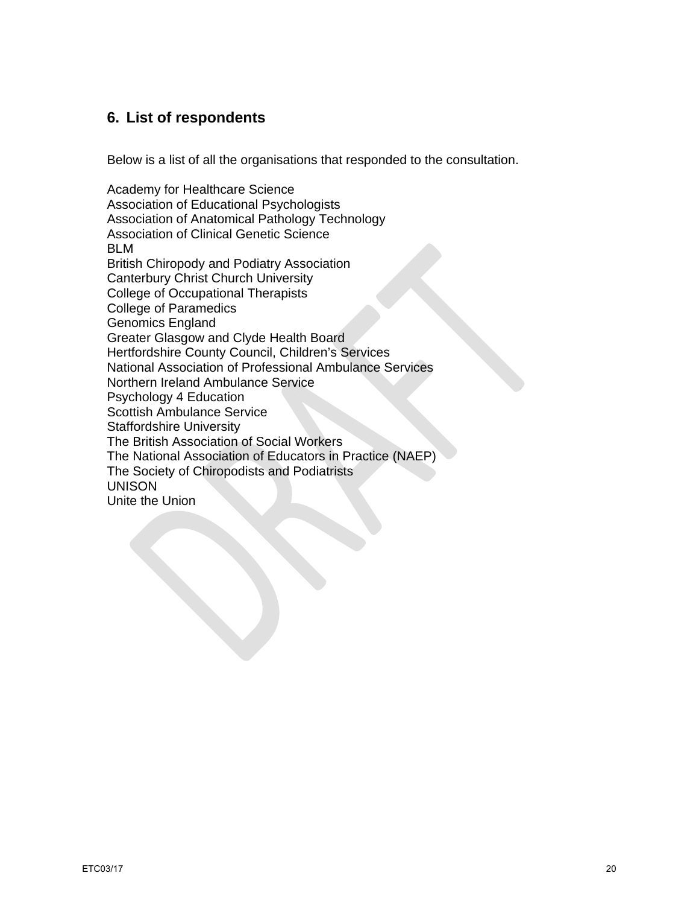## 6. List of respondents

Below is a list of all the organisations that responded to the consultation.

Academy for Healthcare Science
Association of Educational Psychologists
Association of Anatomical Pathology Technology
Association of Clinical Genetic Science
BLM
British Chiropody and Podiatry Association
Canterbury Christ Church University
College of Occupational Therapists
College of Paramedics
Genomics England
Greater Glasgow and Clyde Health Board
Hertfordshire County Council, Children's Services
National Association of Professional Ambulance Services
Northern Ireland Ambulance Service
Psychology 4 Education
Scottish Ambulance Service
Staffordshire University
The British Association of Social Workers
The National Association of Educators in Practice (NAEP)
The Society of Chiropodists and Podiatrists
UNISON
Unite the Union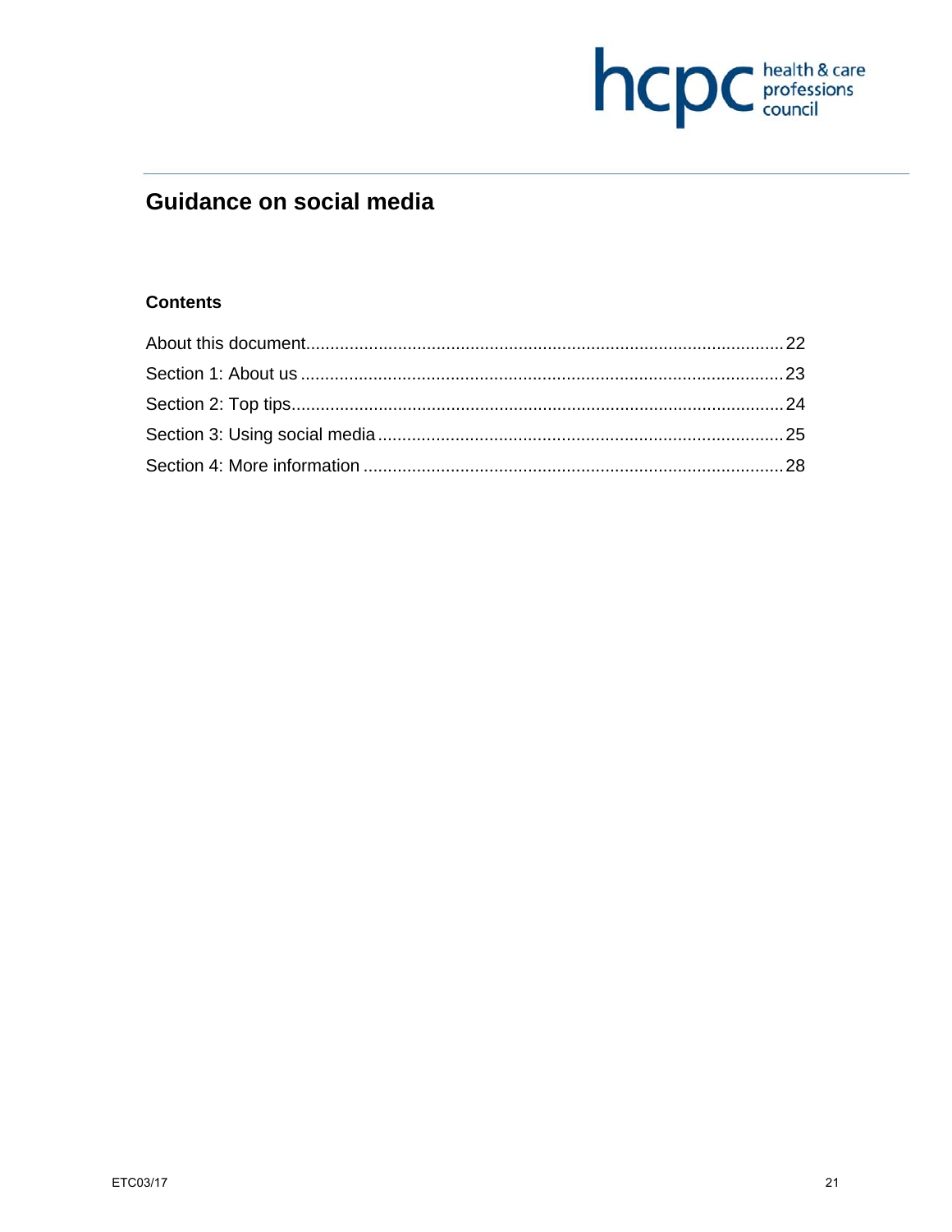# Guidance on social media

## Contents

About this document.................................................................................................22

Section 1: About us ...................................................................................................23

Section 2: Top tips.....................................................................................................24

Section 3: Using social media ...................................................................................25

Section 4: More information ......................................................................................28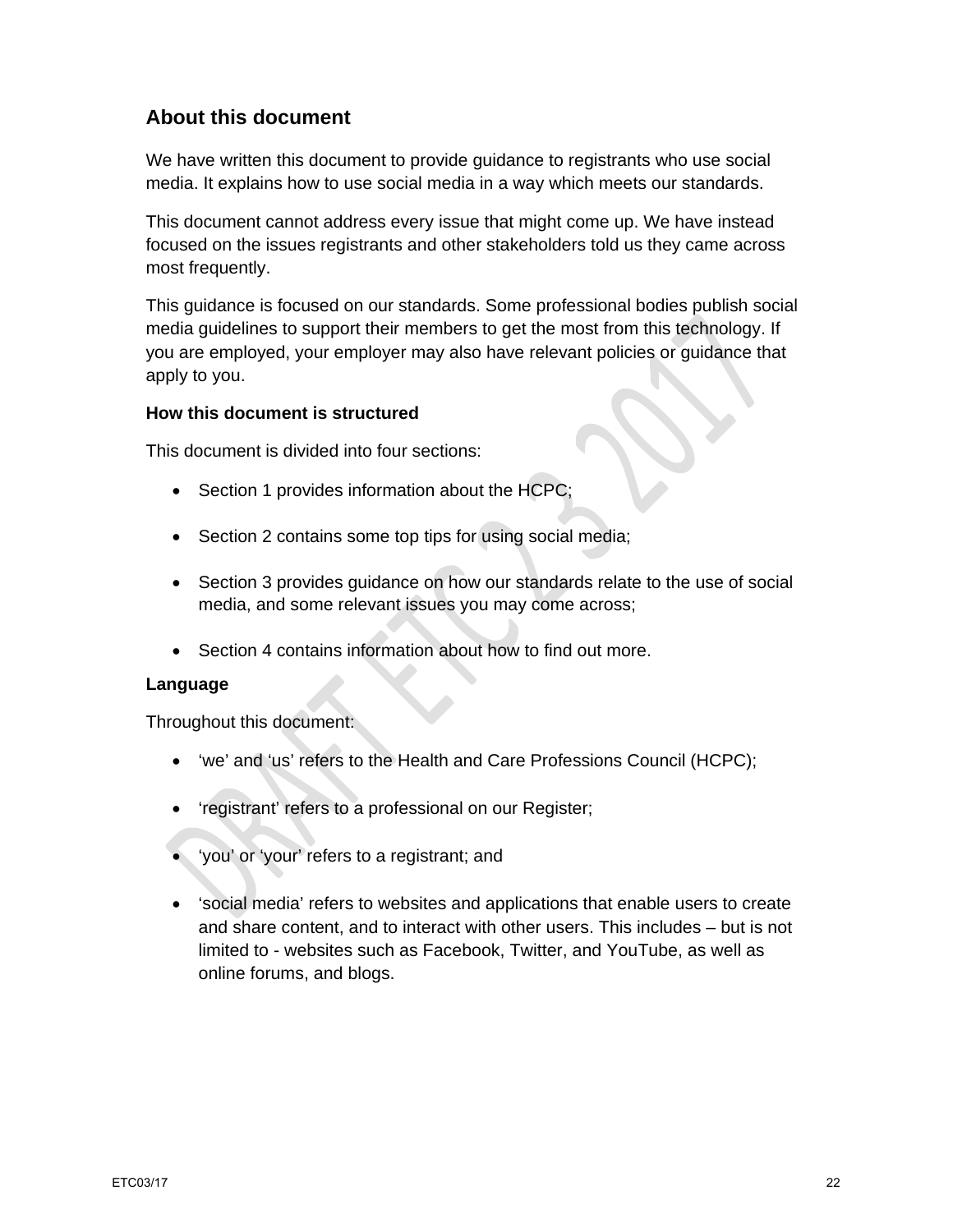## About this document

We have written this document to provide guidance to registrants who use social media. It explains how to use social media in a way which meets our standards.

This document cannot address every issue that might come up. We have instead focused on the issues registrants and other stakeholders told us they came across most frequently.

This guidance is focused on our standards. Some professional bodies publish social media guidelines to support their members to get the most from this technology. If you are employed, your employer may also have relevant policies or guidance that apply to you.

### How this document is structured

This document is divided into four sections:

- Section 1 provides information about the HCPC;
- Section 2 contains some top tips for using social media;
- Section 3 provides guidance on how our standards relate to the use of social media, and some relevant issues you may come across;
- Section 4 contains information about how to find out more.

### Language

Throughout this document:

- 'we' and 'us' refers to the Health and Care Professions Council (HCPC);
- 'registrant' refers to a professional on our Register;
- 'you' or 'your' refers to a registrant; and
- 'social media' refers to websites and applications that enable users to create and share content, and to interact with other users. This includes – but is not limited to - websites such as Facebook, Twitter, and YouTube, as well as online forums, and blogs.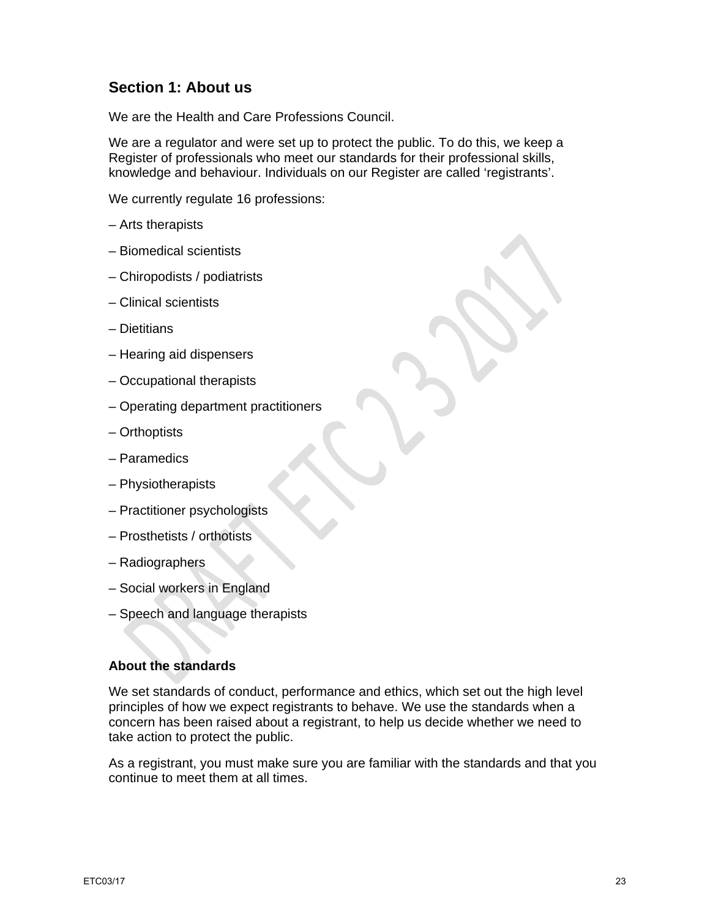## Section 1: About us

We are the Health and Care Professions Council.

We are a regulator and were set up to protect the public. To do this, we keep a Register of professionals who meet our standards for their professional skills, knowledge and behaviour. Individuals on our Register are called 'registrants'.

We currently regulate 16 professions:

– Arts therapists

– Biomedical scientists

– Chiropodists / podiatrists

– Clinical scientists

– Dietitians

– Hearing aid dispensers

– Occupational therapists

– Operating department practitioners

– Orthoptists

– Paramedics

– Physiotherapists

– Practitioner psychologists

– Prosthetists / orthotists

– Radiographers

– Social workers in England

– Speech and language therapists

### About the standards

We set standards of conduct, performance and ethics, which set out the high level principles of how we expect registrants to behave. We use the standards when a concern has been raised about a registrant, to help us decide whether we need to take action to protect the public.

As a registrant, you must make sure you are familiar with the standards and that you continue to meet them at all times.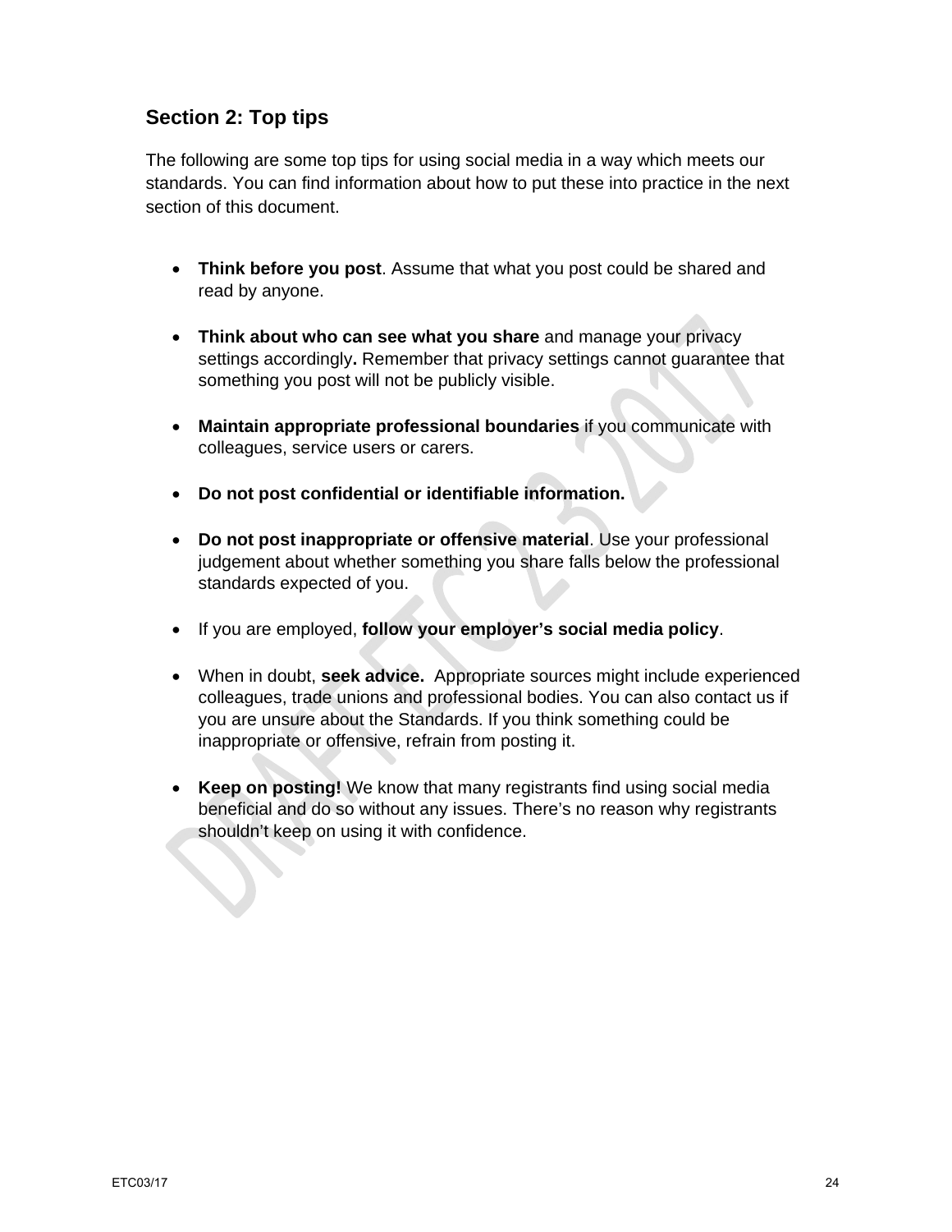## Section 2: Top tips

The following are some top tips for using social media in a way which meets our standards. You can find information about how to put these into practice in the next section of this document.

- **Think before you post**. Assume that what you post could be shared and read by anyone.

- **Think about who can see what you share** and manage your privacy settings accordingly**.** Remember that privacy settings cannot guarantee that something you post will not be publicly visible.

- **Maintain appropriate professional boundaries** if you communicate with colleagues, service users or carers.

- **Do not post confidential or identifiable information.**

- **Do not post inappropriate or offensive material**. Use your professional judgement about whether something you share falls below the professional standards expected of you.

- If you are employed, **follow your employer's social media policy**.

- When in doubt, **seek advice.** Appropriate sources might include experienced colleagues, trade unions and professional bodies. You can also contact us if you are unsure about the Standards. If you think something could be inappropriate or offensive, refrain from posting it.

- **Keep on posting!** We know that many registrants find using social media beneficial and do so without any issues. There's no reason why registrants shouldn't keep on using it with confidence.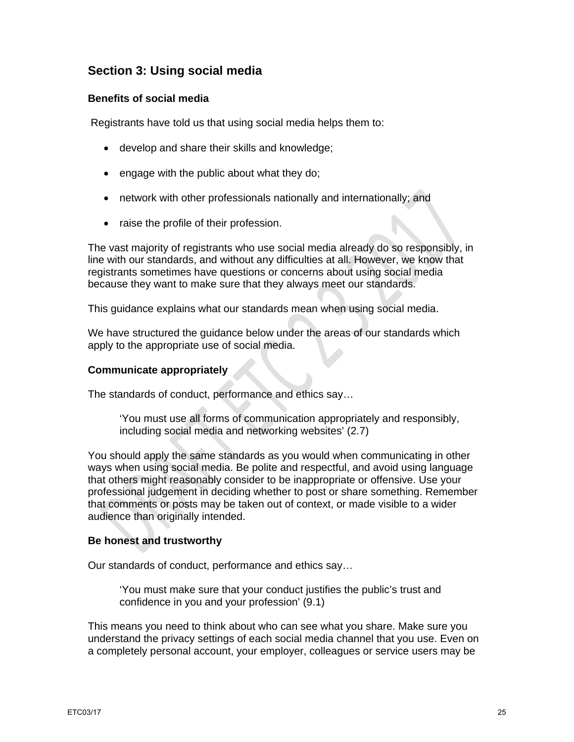## Section 3: Using social media

### Benefits of social media

Registrants have told us that using social media helps them to:

- develop and share their skills and knowledge;
- engage with the public about what they do;
- network with other professionals nationally and internationally; and
- raise the profile of their profession.

The vast majority of registrants who use social media already do so responsibly, in line with our standards, and without any difficulties at all. However, we know that registrants sometimes have questions or concerns about using social media because they want to make sure that they always meet our standards.

This guidance explains what our standards mean when using social media.

We have structured the guidance below under the areas of our standards which apply to the appropriate use of social media.

### Communicate appropriately

The standards of conduct, performance and ethics say…

> 'You must use all forms of communication appropriately and responsibly, including social media and networking websites' (2.7)

You should apply the same standards as you would when communicating in other ways when using social media. Be polite and respectful, and avoid using language that others might reasonably consider to be inappropriate or offensive. Use your professional judgement in deciding whether to post or share something. Remember that comments or posts may be taken out of context, or made visible to a wider audience than originally intended.

### Be honest and trustworthy

Our standards of conduct, performance and ethics say…

> 'You must make sure that your conduct justifies the public's trust and confidence in you and your profession' (9.1)

This means you need to think about who can see what you share. Make sure you understand the privacy settings of each social media channel that you use. Even on a completely personal account, your employer, colleagues or service users may be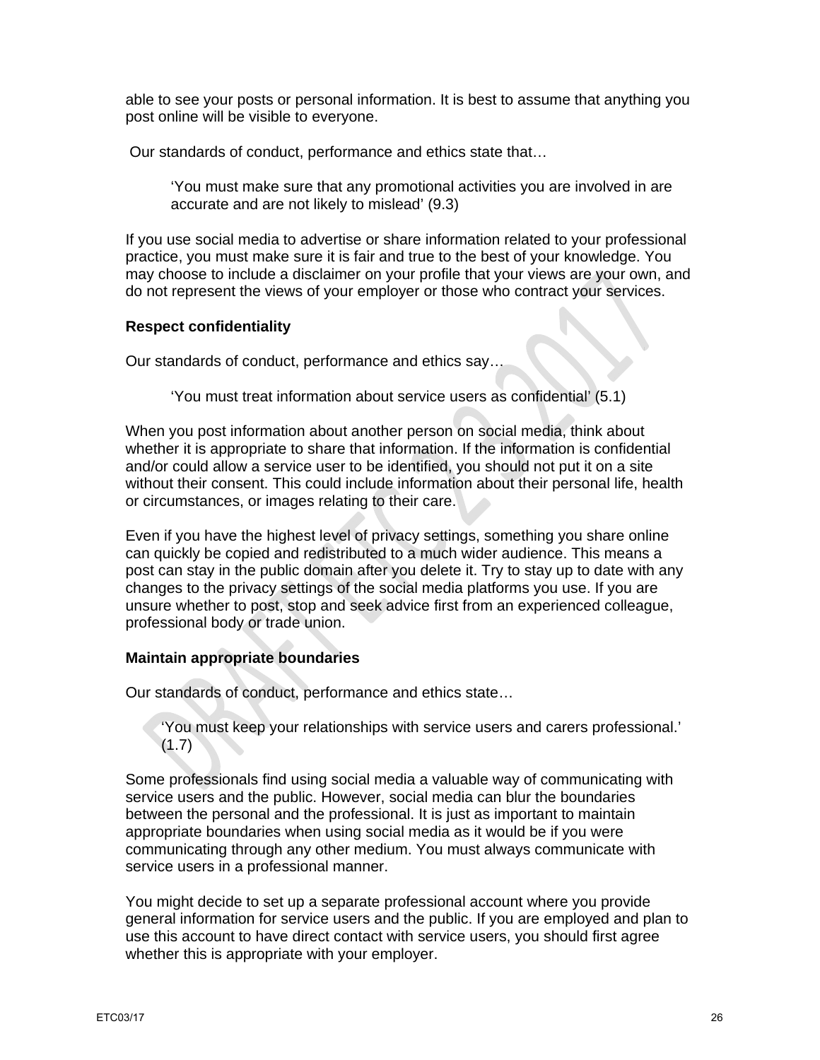able to see your posts or personal information. It is best to assume that anything you post online will be visible to everyone.

Our standards of conduct, performance and ethics state that…

> 'You must make sure that any promotional activities you are involved in are accurate and are not likely to mislead' (9.3)

If you use social media to advertise or share information related to your professional practice, you must make sure it is fair and true to the best of your knowledge. You may choose to include a disclaimer on your profile that your views are your own, and do not represent the views of your employer or those who contract your services.

**Respect confidentiality**

Our standards of conduct, performance and ethics say…

> 'You must treat information about service users as confidential' (5.1)

When you post information about another person on social media, think about whether it is appropriate to share that information. If the information is confidential and/or could allow a service user to be identified, you should not put it on a site without their consent. This could include information about their personal life, health or circumstances, or images relating to their care.

Even if you have the highest level of privacy settings, something you share online can quickly be copied and redistributed to a much wider audience. This means a post can stay in the public domain after you delete it. Try to stay up to date with any changes to the privacy settings of the social media platforms you use. If you are unsure whether to post, stop and seek advice first from an experienced colleague, professional body or trade union.

**Maintain appropriate boundaries**

Our standards of conduct, performance and ethics state…

> 'You must keep your relationships with service users and carers professional.' (1.7)

Some professionals find using social media a valuable way of communicating with service users and the public. However, social media can blur the boundaries between the personal and the professional. It is just as important to maintain appropriate boundaries when using social media as it would be if you were communicating through any other medium. You must always communicate with service users in a professional manner.

You might decide to set up a separate professional account where you provide general information for service users and the public. If you are employed and plan to use this account to have direct contact with service users, you should first agree whether this is appropriate with your employer.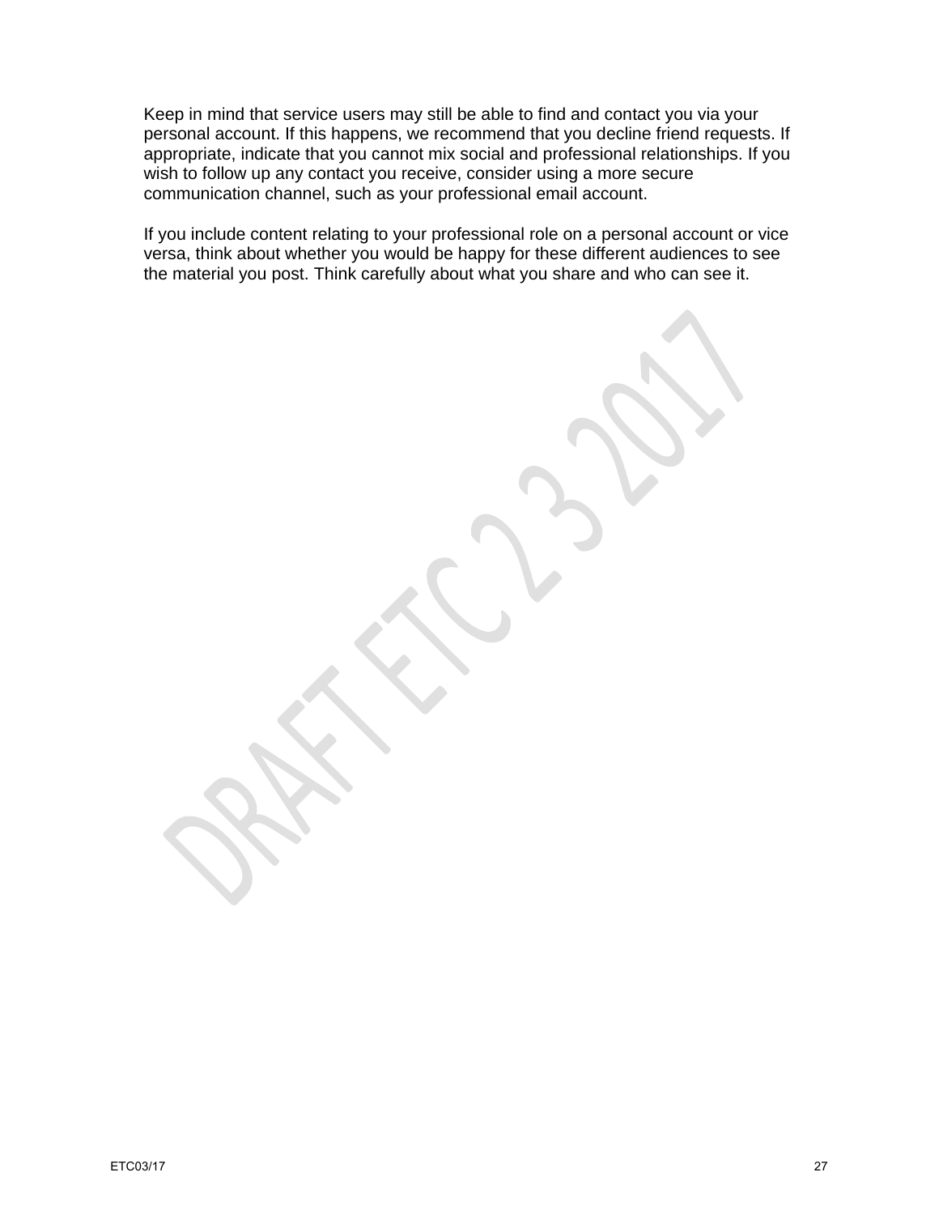Keep in mind that service users may still be able to find and contact you via your personal account. If this happens, we recommend that you decline friend requests. If appropriate, indicate that you cannot mix social and professional relationships. If you wish to follow up any contact you receive, consider using a more secure communication channel, such as your professional email account.

If you include content relating to your professional role on a personal account or vice versa, think about whether you would be happy for these different audiences to see the material you post. Think carefully about what you share and who can see it.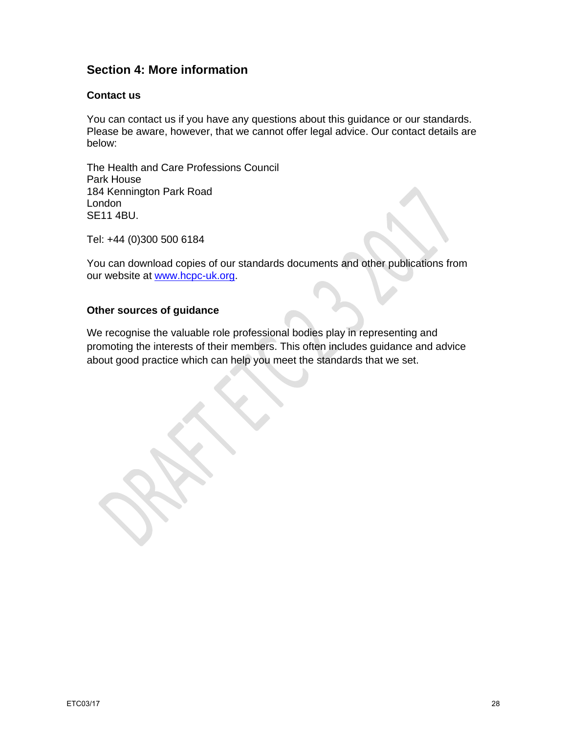## Section 4: More information

### Contact us

You can contact us if you have any questions about this guidance or our standards. Please be aware, however, that we cannot offer legal advice. Our contact details are below:

The Health and Care Professions Council  
Park House  
184 Kennington Park Road  
London  
SE11 4BU.

Tel: +44 (0)300 500 6184

You can download copies of our standards documents and other publications from our website at [www.hcpc-uk.org](http://www.hcpc-uk.org).

### Other sources of guidance

We recognise the valuable role professional bodies play in representing and promoting the interests of their members. This often includes guidance and advice about good practice which can help you meet the standards that we set.